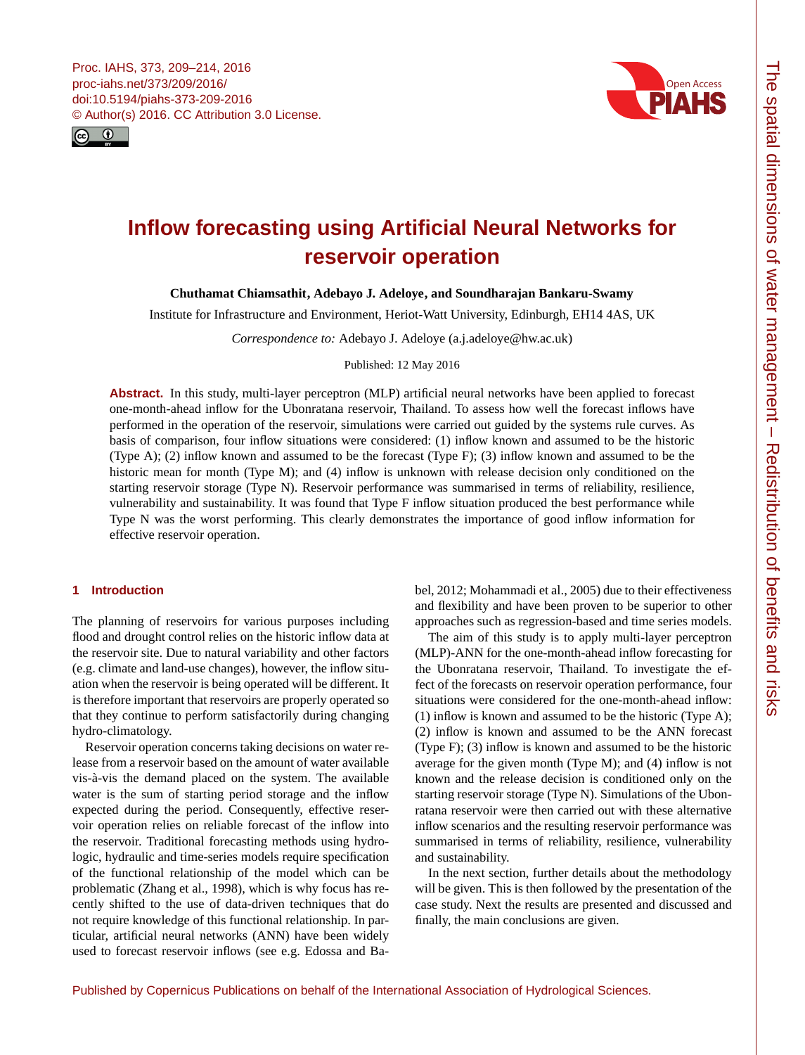# Inflow forecasting using Artificial Neural Networks for reservoir operation

**Chuthamat Chiamsathit, Adebayo J. Adeloye, and Soundharajan Bankaru-Swamy**

Institute for Infrastructure and Environment, Heriot-Watt University, Edinburgh, EH14 4AS, UK

*Correspondence to:* Adebayo J. Adeloye (a.j.adeloye@hw.ac.uk)

Published: 12 May 2016

**Abstract.** In this study, multi-layer perceptron (MLP) artificial neural networks have been applied to forecast one-month-ahead inflow for the Ubonratana reservoir, Thailand. To assess how well the forecast inflows have performed in the operation of the reservoir, simulations were carried out guided by the systems rule curves. As basis of comparison, four inflow situations were considered: (1) inflow known and assumed to be the historic (Type A); (2) inflow known and assumed to be the forecast (Type F); (3) inflow known and assumed to be the historic mean for month (Type M); and (4) inflow is unknown with release decision only conditioned on the starting reservoir storage (Type N). Reservoir performance was summarised in terms of reliability, resilience, vulnerability and sustainability. It was found that Type F inflow situation produced the best performance while Type N was the worst performing. This clearly demonstrates the importance of good inflow information for effective reservoir operation.

## 1 Introduction

The planning of reservoirs for various purposes including flood and drought control relies on the historic inflow data at the reservoir site. Due to natural variability and other factors (e.g. climate and land-use changes), however, the inflow situation when the reservoir is being operated will be different. It is therefore important that reservoirs are properly operated so that they continue to perform satisfactorily during changing hydro-climatology.

Reservoir operation concerns taking decisions on water release from a reservoir based on the amount of water available vis-à-vis the demand placed on the system. The available water is the sum of starting period storage and the inflow expected during the period. Consequently, effective reservoir operation relies on reliable forecast of the inflow into the reservoir. Traditional forecasting methods using hydrologic, hydraulic and time-series models require specification of the functional relationship of the model which can be problematic (Zhang et al., 1998), which is why focus has recently shifted to the use of data-driven techniques that do not require knowledge of this functional relationship. In particular, artificial neural networks (ANN) have been widely used to forecast reservoir inflows (see e.g. Edossa and Babel, 2012; Mohammadi et al., 2005) due to their effectiveness and flexibility and have been proven to be superior to other approaches such as regression-based and time series models.

The aim of this study is to apply multi-layer perceptron (MLP)-ANN for the one-month-ahead inflow forecasting for the Ubonratana reservoir, Thailand. To investigate the effect of the forecasts on reservoir operation performance, four situations were considered for the one-month-ahead inflow: (1) inflow is known and assumed to be the historic (Type A); (2) inflow is known and assumed to be the ANN forecast (Type F); (3) inflow is known and assumed to be the historic average for the given month (Type M); and (4) inflow is not known and the release decision is conditioned only on the starting reservoir storage (Type N). Simulations of the Ubonratana reservoir were then carried out with these alternative inflow scenarios and the resulting reservoir performance was summarised in terms of reliability, resilience, vulnerability and sustainability.

In the next section, further details about the methodology will be given. This is then followed by the presentation of the case study. Next the results are presented and discussed and finally, the main conclusions are given.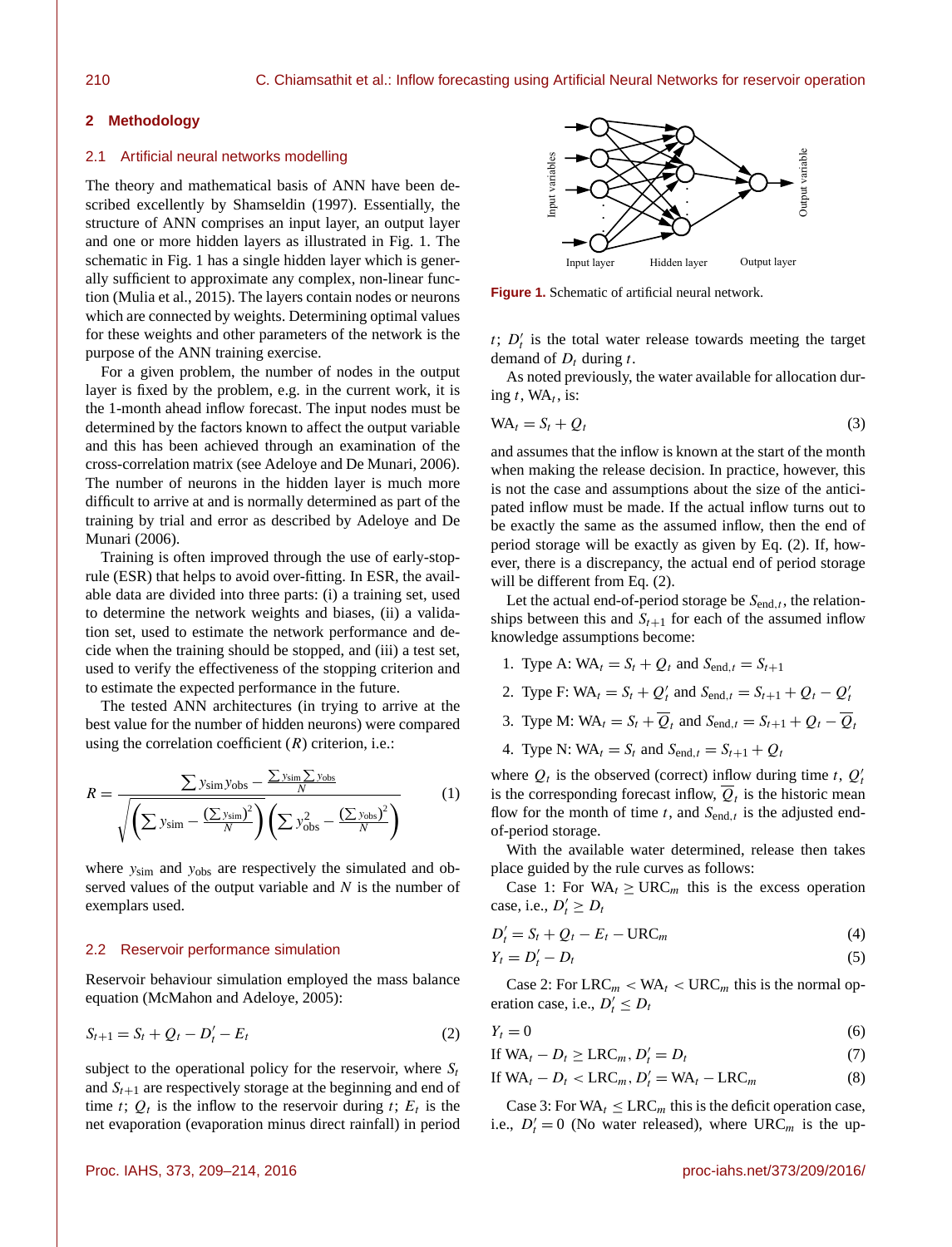## 2 Methodology

### 2.1 Artificial neural networks modelling

The theory and mathematical basis of ANN have been described excellently by Shamseldin (1997). Essentially, the structure of ANN comprises an input layer, an output layer and one or more hidden layers as illustrated in Fig. 1. The schematic in Fig. 1 has a single hidden layer which is generally sufficient to approximate any complex, non-linear function (Mulia et al., 2015). The layers contain nodes or neurons which are connected by weights. Determining optimal values for these weights and other parameters of the network is the purpose of the ANN training exercise.

For a given problem, the number of nodes in the output layer is fixed by the problem, e.g. in the current work, it is the 1-month ahead inflow forecast. The input nodes must be determined by the factors known to affect the output variable and this has been achieved through an examination of the cross-correlation matrix (see Adeloye and De Munari, 2006). The number of neurons in the hidden layer is much more difficult to arrive at and is normally determined as part of the training by trial and error as described by Adeloye and De Munari (2006).

Training is often improved through the use of early-stop-rule (ESR) that helps to avoid over-fitting. In ESR, the available data are divided into three parts: (i) a training set, used to determine the network weights and biases, (ii) a validation set, used to estimate the network performance and decide when the training should be stopped, and (iii) a test set, used to verify the effectiveness of the stopping criterion and to estimate the expected performance in the future.

The tested ANN architectures (in trying to arrive at the best value for the number of hidden neurons) were compared using the correlation coefficient ($R$) criterion, i.e.:

$$R = \frac{\sum y_{\text{sim}} y_{\text{obs}} - \frac{\sum y_{\text{sim}} \sum y_{\text{obs}}}{N}}{\sqrt{\left(\sum y_{\text{sim}} - \frac{\left(\sum y_{\text{sim}}\right)^2}{N}\right)\left(\sum y_{\text{obs}}^2 - \frac{\left(\sum y_{\text{obs}}\right)^2}{N}\right)}} \tag{1}$$

where $y_{\text{sim}}$ and $y_{\text{obs}}$ are respectively the simulated and observed values of the output variable and $N$ is the number of exemplars used.

### 2.2 Reservoir performance simulation

Reservoir behaviour simulation employed the mass balance equation (McMahon and Adeloye, 2005):

$$S_{t+1} = S_t + Q_t - D'_t - E_t \tag{2}$$

subject to the operational policy for the reservoir, where $S_t$ and $S_{t+1}$ are respectively storage at the beginning and end of time $t$; $Q_t$ is the inflow to the reservoir during $t$; $E_t$ is the net evaporation (evaporation minus direct rainfall) in period $t$; $D'_t$ is the total water release towards meeting the target demand of $D_t$ during $t$.

Input layer
Hidden layer
Output layer
Input variables
Output variable

**Figure 1.** Schematic of artificial neural network.

As noted previously, the water available for allocation during $t$, $\text{WA}_t$, is:

$$\text{WA}_t = S_t + Q_t \tag{3}$$

and assumes that the inflow is known at the start of the month when making the release decision. In practice, however, this is not the case and assumptions about the size of the anticipated inflow must be made. If the actual inflow turns out to be exactly the same as the assumed inflow, then the end of period storage will be exactly as given by Eq. (2). If, however, there is a discrepancy, the actual end of period storage will be different from Eq. (2).

Let the actual end-of-period storage be $S_{\text{end},t}$, the relationships between this and $S_{t+1}$ for each of the assumed inflow knowledge assumptions become:

1. Type A: $\text{WA}_t = S_t + Q_t$ and $S_{\text{end},t} = S_{t+1}$
2. Type F: $\text{WA}_t = S_t + Q'_t$ and $S_{\text{end},t} = S_{t+1} + Q_t - Q'_t$
3. Type M: $\text{WA}_t = S_t + \overline{Q}_t$ and $S_{\text{end},t} = S_{t+1} + Q_t - \overline{Q}_t$
4. Type N: $\text{WA}_t = S_t$ and $S_{\text{end},t} = S_{t+1} + Q_t$

where $Q_t$ is the observed (correct) inflow during time $t$, $Q'_t$ is the corresponding forecast inflow, $\overline{Q}_t$ is the historic mean flow for the month of time $t$, and $S_{\text{end},t}$ is the adjusted end-of-period storage.

With the available water determined, release then takes place guided by the rule curves as follows:

Case 1: For $\text{WA}_t \geq \text{URC}_m$ this is the excess operation case, i.e., $D'_t \geq D_t$

$$D'_t = S_t + Q_t - E_t - \text{URC}_m \tag{4}$$

$$Y_t = D'_t - D_t \tag{5}$$

Case 2: For $\text{LRC}_m < \text{WA}_t < \text{URC}_m$ this is the normal operation case, i.e., $D'_t \leq D_t$

$$Y_t = 0 \tag{6}$$

$$\text{If } \text{WA}_t - D_t \geq \text{LRC}_m,\ D'_t = D_t \tag{7}$$

$$\text{If } \text{WA}_t - D_t < \text{LRC}_m,\ D'_t = \text{WA}_t - \text{LRC}_m \tag{8}$$

Case 3: For $\text{WA}_t \leq \text{LRC}_m$ this is the deficit operation case, i.e., $D'_t = 0$ (No water released), where $\text{URC}_m$ is the up-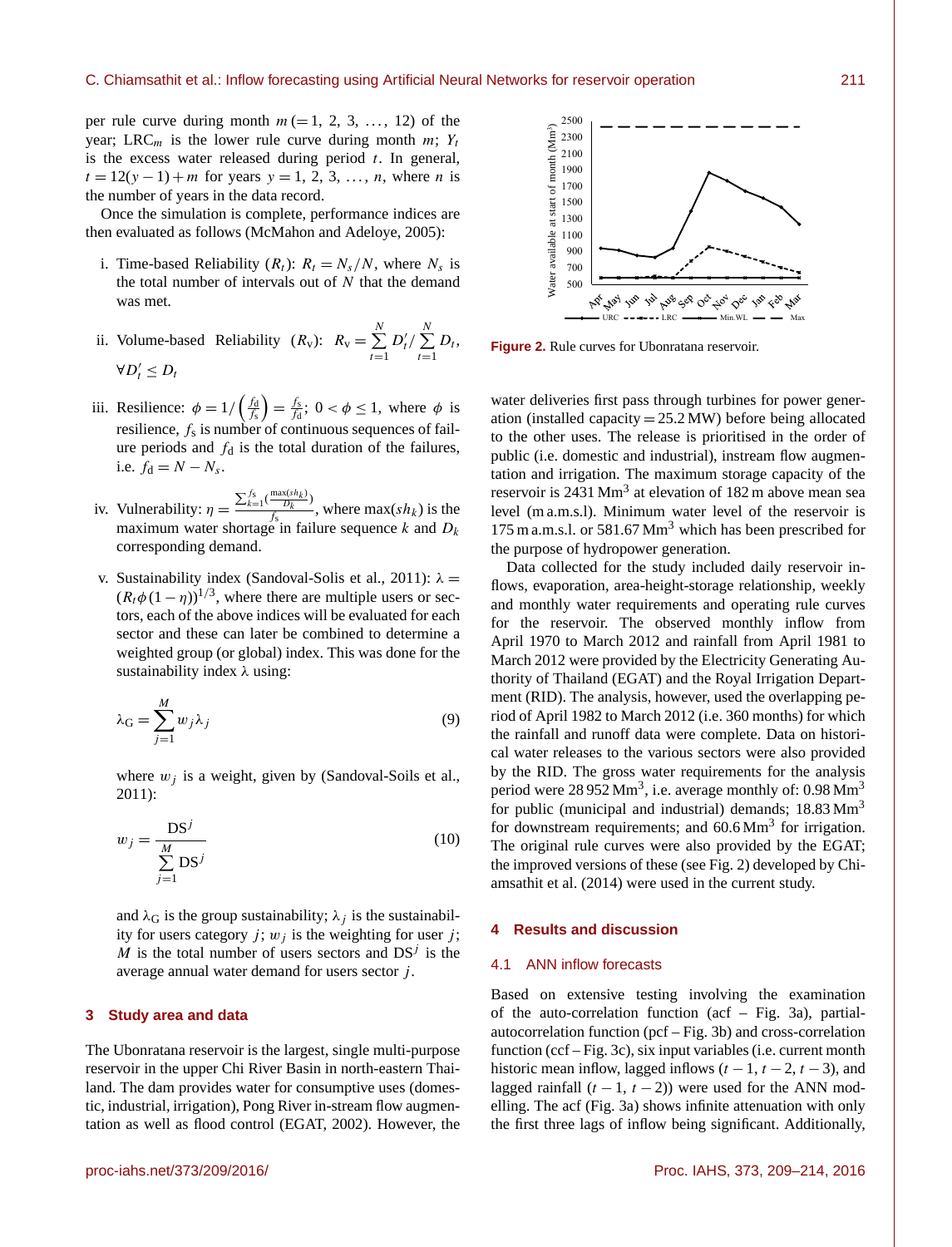per rule curve during month $m$ (= 1, 2, 3, ..., 12) of the year; $\mathrm{LRC}_m$ is the lower rule curve during month $m$; $Y_t$ is the excess water released during period $t$. In general, $t = 12(y-1)+m$ for years $y = 1, 2, 3, \ldots, n$, where $n$ is the number of years in the data record.

Once the simulation is complete, performance indices are then evaluated as follows (McMahon and Adeloye, 2005):

i. Time-based Reliability ($R_t$): $R_t = N_s/N$, where $N_s$ is the total number of intervals out of $N$ that the demand was met.

ii. Volume-based Reliability ($R_v$): $R_v = \sum_{t=1}^{N} D_t' / \sum_{t=1}^{N} D_t$, $\forall D_t' \leq D_t$

iii. Resilience: $\phi = 1/\left(\frac{f_d}{f_s}\right) = \frac{f_s}{f_d}$; $0 < \phi \leq 1$, where $\phi$ is resilience, $f_s$ is number of continuous sequences of failure periods and $f_d$ is the total duration of the failures, i.e. $f_d = N - N_s$.

iv. Vulnerability: $\eta = \frac{\sum_{k=1}^{f_s}\left(\frac{\max(sh_k)}{D_k}\right)}{f_s}$, where $\max(sh_k)$ is the maximum water shortage in failure sequence $k$ and $D_k$ corresponding demand.

v. Sustainability index (Sandoval-Solis et al., 2011): $\lambda = (R_t \phi (1-\eta))^{1/3}$, where there are multiple users or sectors, each of the above indices will be evaluated for each sector and these can later be combined to determine a weighted group (or global) index. This was done for the sustainability index $\lambda$ using:

$$\lambda_G = \sum_{j=1}^{M} w_j \lambda_j \tag{9}$$

where $w_j$ is a weight, given by (Sandoval-Soils et al., 2011):

$$w_j = \frac{\mathrm{DS}^j}{\sum_{j=1}^{M} \mathrm{DS}^j} \tag{10}$$

and $\lambda_G$ is the group sustainability; $\lambda_j$ is the sustainability for users category $j$; $w_j$ is the weighting for user $j$; $M$ is the total number of users sectors and $\mathrm{DS}^j$ is the average annual water demand for users sector $j$.

## 3 Study area and data

The Ubonratana reservoir is the largest, single multi-purpose reservoir in the upper Chi River Basin in north-eastern Thailand. The dam provides water for consumptive uses (domestic, industrial, irrigation), Pong River in-stream flow augmentation as well as flood control (EGAT, 2002). However, the water deliveries first pass through turbines for power generation (installed capacity = 25.2 MW) before being allocated to the other uses. The release is prioritised in the order of public (i.e. domestic and industrial), instream flow augmentation and irrigation. The maximum storage capacity of the reservoir is 2431 $\mathrm{Mm}^3$ at elevation of 182 m above mean sea level (m a.m.s.l). Minimum water level of the reservoir is 175 m a.m.s.l. or 581.67 $\mathrm{Mm}^3$ which has been prescribed for the purpose of hydropower generation.

Water available at start of month (Mm$^3$)
2500
2300
2100
1900
1700
1500
1300
1100
900
700
500
Apr May Jun Jul Aug Sep Oct Nov Dec Jan Feb Mar
URC LRC Min.WL Max

**Figure 2.** Rule curves for Ubonratana reservoir.

Data collected for the study included daily reservoir inflows, evaporation, area-height-storage relationship, weekly and monthly water requirements and operating rule curves for the reservoir. The observed monthly inflow from April 1970 to March 2012 and rainfall from April 1981 to March 2012 were provided by the Electricity Generating Authority of Thailand (EGAT) and the Royal Irrigation Department (RID). The analysis, however, used the overlapping period of April 1982 to March 2012 (i.e. 360 months) for which the rainfall and runoff data were complete. Data on historical water releases to the various sectors were also provided by the RID. The gross water requirements for the analysis period were 28 952 $\mathrm{Mm}^3$, i.e. average monthly of: 0.98 $\mathrm{Mm}^3$ for public (municipal and industrial) demands; 18.83 $\mathrm{Mm}^3$ for downstream requirements; and 60.6 $\mathrm{Mm}^3$ for irrigation. The original rule curves were also provided by the EGAT; the improved versions of these (see Fig. 2) developed by Chiamsathit et al. (2014) were used in the current study.

## 4 Results and discussion

### 4.1 ANN inflow forecasts

Based on extensive testing involving the examination of the auto-correlation function (acf – Fig. 3a), partial-autocorrelation function (pcf – Fig. 3b) and cross-correlation function (ccf – Fig. 3c), six input variables (i.e. current month historic mean inflow, lagged inflows ($t-1$, $t-2$, $t-3$), and lagged rainfall ($t-1$, $t-2$)) were used for the ANN modelling. The acf (Fig. 3a) shows infinite attenuation with only the first three lags of inflow being significant. Additionally,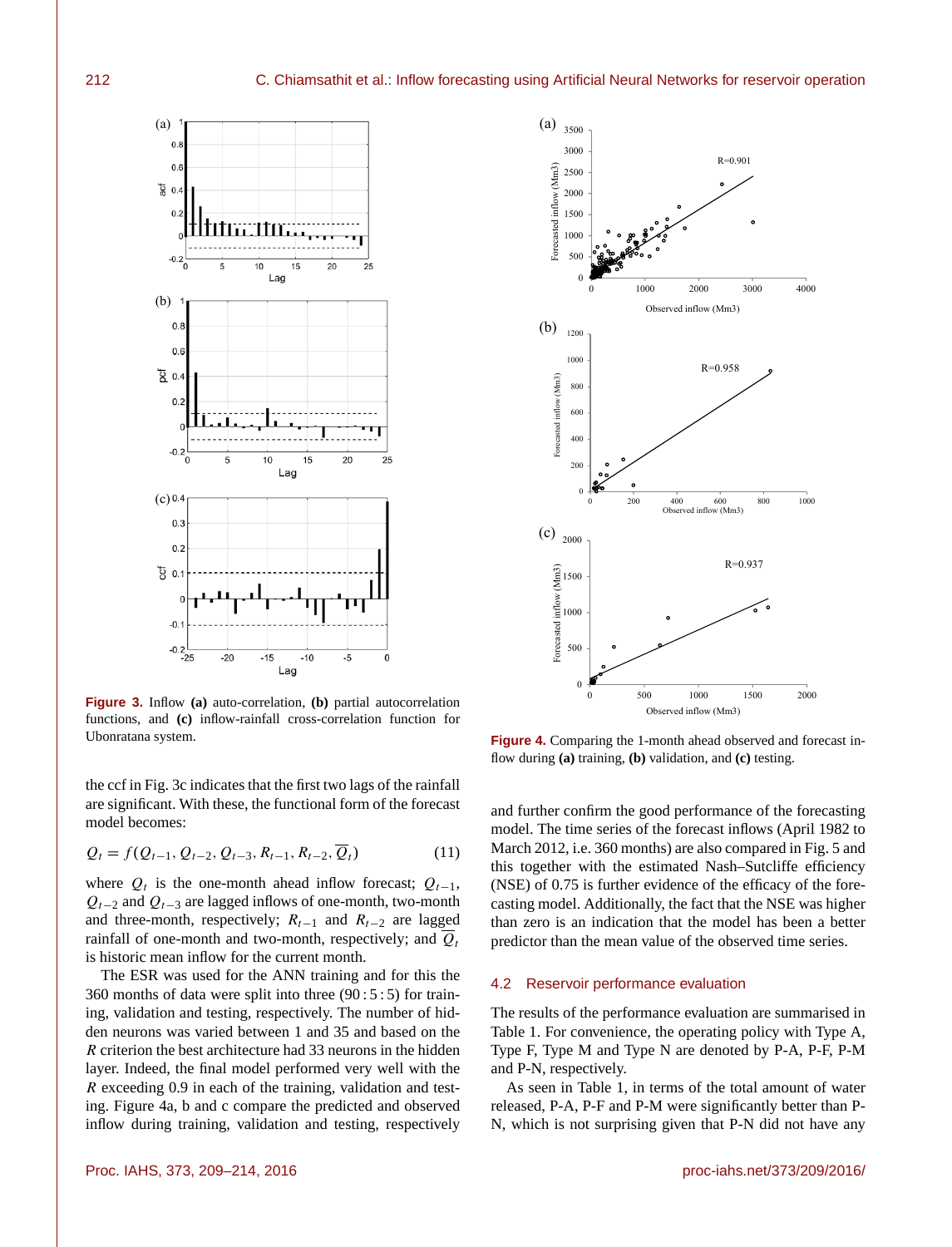**Figure 3.** Inflow **(a)** auto-correlation, **(b)** partial autocorrelation functions, and **(c)** inflow-rainfall cross-correlation function for Ubonratana system.

**Figure 4.** Comparing the 1-month ahead observed and forecast inflow during **(a)** training, **(b)** validation, and **(c)** testing.

the ccf in Fig. 3c indicates that the first two lags of the rainfall are significant. With these, the functional form of the forecast model becomes:

$$Q_t = f(Q_{t-1}, Q_{t-2}, Q_{t-3}, R_{t-1}, R_{t-2}, \overline{Q}_t) \tag{11}$$

where $Q_t$ is the one-month ahead inflow forecast; $Q_{t-1}$, $Q_{t-2}$ and $Q_{t-3}$ are lagged inflows of one-month, two-month and three-month, respectively; $R_{t-1}$ and $R_{t-2}$ are lagged rainfall of one-month and two-month, respectively; and $\overline{Q}_t$ is historic mean inflow for the current month.

The ESR was used for the ANN training and for this the 360 months of data were split into three (90 : 5 : 5) for training, validation and testing, respectively. The number of hidden neurons was varied between 1 and 35 and based on the $R$ criterion the best architecture had 33 neurons in the hidden layer. Indeed, the final model performed very well with the $R$ exceeding 0.9 in each of the training, validation and testing. Figure 4a, b and c compare the predicted and observed inflow during training, validation and testing, respectively and further confirm the good performance of the forecasting model. The time series of the forecast inflows (April 1982 to March 2012, i.e. 360 months) are also compared in Fig. 5 and this together with the estimated Nash–Sutcliffe efficiency (NSE) of 0.75 is further evidence of the efficacy of the forecasting model. Additionally, the fact that the NSE was higher than zero is an indication that the model has been a better predictor than the mean value of the observed time series.

## 4.2 Reservoir performance evaluation

The results of the performance evaluation are summarised in Table 1. For convenience, the operating policy with Type A, Type F, Type M and Type N are denoted by P-A, P-F, P-M and P-N, respectively.

As seen in Table 1, in terms of the total amount of water released, P-A, P-F and P-M were significantly better than P-N, which is not surprising given that P-N did not have any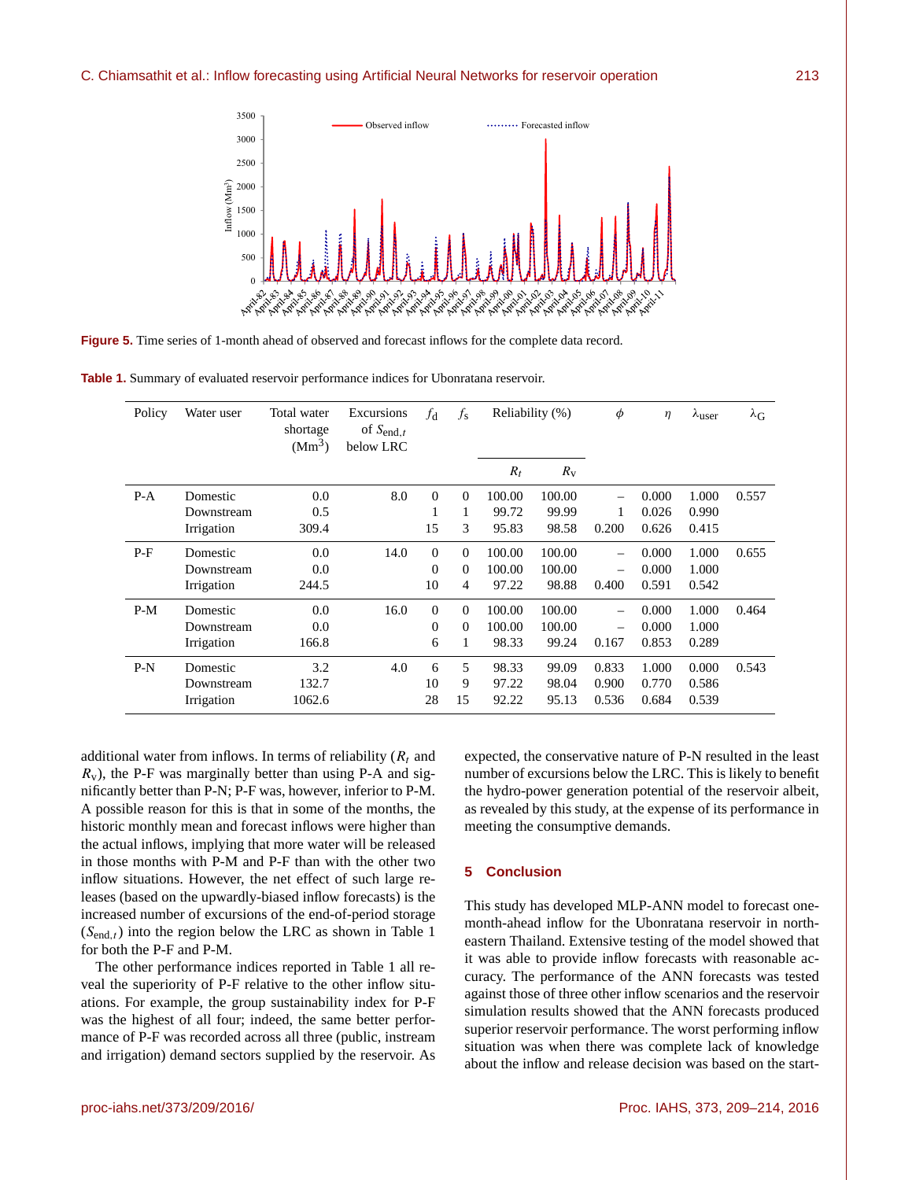3500
3000
2500
2000
1500
1000
500
0

Inflow (Mm³)

Observed inflow
Forecasted inflow

April-82 April-83 April-84 April-85 April-86 April-87 April-88 April-89 April-90 April-91 April-92 April-93 April-94 April-95 April-96 April-97 April-98 April-99 April-00 April-01 April-02 April-03 April-04 April-05 April-06 April-07 April-08 April-09 April-10 April-11

**Figure 5.** Time series of 1-month ahead of observed and forecast inflows for the complete data record.

**Table 1.** Summary of evaluated reservoir performance indices for Ubonratana reservoir.

| Policy | Water user | Total water shortage ($Mm^3$) | Excursions of $S_{end,t}$ below LRC | $f_d$ | $f_s$ | Reliability (%) | | $\phi$ | $\eta$ | $\lambda_{user}$ | $\lambda_G$ |
|---|---|---|---|---|---|---|---|---|---|---|---|
| | | | | | | $R_t$ | $R_v$ | | | | |
| P-A | Domestic | 0.0 | 8.0 | 0 | 0 | 100.00 | 100.00 | – | 0.000 | 1.000 | 0.557 |
| | Downstream | 0.5 | | 1 | 1 | 99.72 | 99.99 | 1 | 0.026 | 0.990 | |
| | Irrigation | 309.4 | | 15 | 3 | 95.83 | 98.58 | 0.200 | 0.626 | 0.415 | |
| P-F | Domestic | 0.0 | 14.0 | 0 | 0 | 100.00 | 100.00 | – | 0.000 | 1.000 | 0.655 |
| | Downstream | 0.0 | | 0 | 0 | 100.00 | 100.00 | – | 0.000 | 1.000 | |
| | Irrigation | 244.5 | | 10 | 4 | 97.22 | 98.88 | 0.400 | 0.591 | 0.542 | |
| P-M | Domestic | 0.0 | 16.0 | 0 | 0 | 100.00 | 100.00 | – | 0.000 | 1.000 | 0.464 |
| | Downstream | 0.0 | | 0 | 0 | 100.00 | 100.00 | – | 0.000 | 1.000 | |
| | Irrigation | 166.8 | | 6 | 1 | 98.33 | 99.24 | 0.167 | 0.853 | 0.289 | |
| P-N | Domestic | 3.2 | 4.0 | 6 | 5 | 98.33 | 99.09 | 0.833 | 1.000 | 0.000 | 0.543 |
| | Downstream | 132.7 | | 10 | 9 | 97.22 | 98.04 | 0.900 | 0.770 | 0.586 | |
| | Irrigation | 1062.6 | | 28 | 15 | 92.22 | 95.13 | 0.536 | 0.684 | 0.539 | |

additional water from inflows. In terms of reliability ($R_t$ and $R_v$), the P-F was marginally better than using P-A and significantly better than P-N; P-F was, however, inferior to P-M. A possible reason for this is that in some of the months, the historic monthly mean and forecast inflows were higher than the actual inflows, implying that more water will be released in those months with P-M and P-F than with the other two inflow situations. However, the net effect of such large releases (based on the upwardly-biased inflow forecasts) is the increased number of excursions of the end-of-period storage ($S_{end,t}$) into the region below the LRC as shown in Table 1 for both the P-F and P-M.

The other performance indices reported in Table 1 all reveal the superiority of P-F relative to the other inflow situations. For example, the group sustainability index for P-F was the highest of all four; indeed, the same better performance of P-F was recorded across all three (public, instream and irrigation) demand sectors supplied by the reservoir. As expected, the conservative nature of P-N resulted in the least number of excursions below the LRC. This is likely to benefit the hydro-power generation potential of the reservoir albeit, as revealed by this study, at the expense of its performance in meeting the consumptive demands.

## 5 Conclusion

This study has developed MLP-ANN model to forecast one-month-ahead inflow for the Ubonratana reservoir in north-eastern Thailand. Extensive testing of the model showed that it was able to provide inflow forecasts with reasonable accuracy. The performance of the ANN forecasts was tested against those of three other inflow scenarios and the reservoir simulation results showed that the ANN forecasts produced superior reservoir performance. The worst performing inflow situation was when there was complete lack of knowledge about the inflow and release decision was based on the start-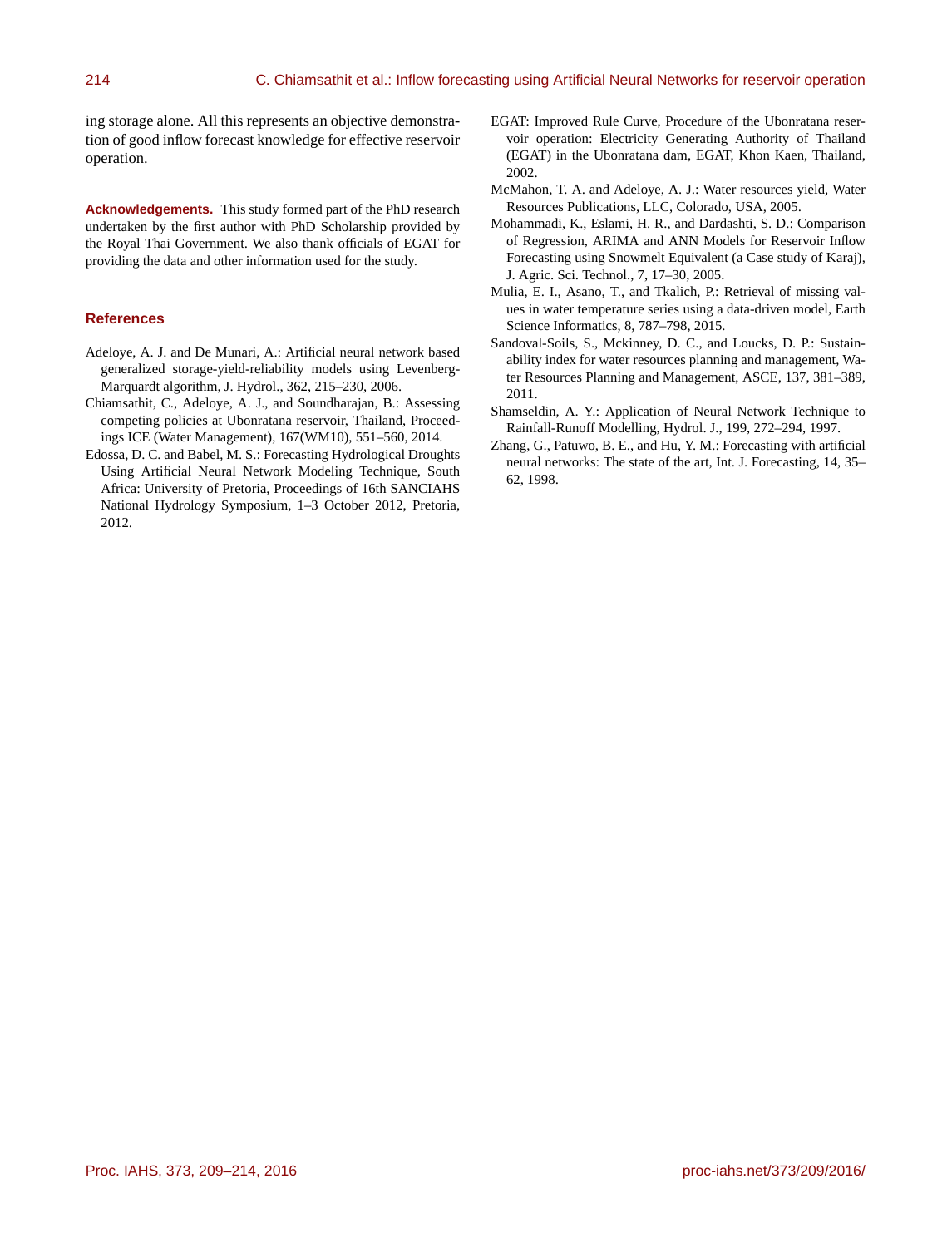ing storage alone. All this represents an objective demonstration of good inflow forecast knowledge for effective reservoir operation.

**Acknowledgements.** This study formed part of the PhD research undertaken by the first author with PhD Scholarship provided by the Royal Thai Government. We also thank officials of EGAT for providing the data and other information used for the study.

## References

Adeloye, A. J. and De Munari, A.: Artificial neural network based generalized storage-yield-reliability models using Levenberg-Marquardt algorithm, J. Hydrol., 362, 215–230, 2006.

Chiamsathit, C., Adeloye, A. J., and Soundharajan, B.: Assessing competing policies at Ubonratana reservoir, Thailand, Proceedings ICE (Water Management), 167(WM10), 551–560, 2014.

Edossa, D. C. and Babel, M. S.: Forecasting Hydrological Droughts Using Artificial Neural Network Modeling Technique, South Africa: University of Pretoria, Proceedings of 16th SANCIAHS National Hydrology Symposium, 1–3 October 2012, Pretoria, 2012.

EGAT: Improved Rule Curve, Procedure of the Ubonratana reservoir operation: Electricity Generating Authority of Thailand (EGAT) in the Ubonratana dam, EGAT, Khon Kaen, Thailand, 2002.

McMahon, T. A. and Adeloye, A. J.: Water resources yield, Water Resources Publications, LLC, Colorado, USA, 2005.

Mohammadi, K., Eslami, H. R., and Dardashti, S. D.: Comparison of Regression, ARIMA and ANN Models for Reservoir Inflow Forecasting using Snowmelt Equivalent (a Case study of Karaj), J. Agric. Sci. Technol., 7, 17–30, 2005.

Mulia, E. I., Asano, T., and Tkalich, P.: Retrieval of missing values in water temperature series using a data-driven model, Earth Science Informatics, 8, 787–798, 2015.

Sandoval-Soils, S., Mckinney, D. C., and Loucks, D. P.: Sustainability index for water resources planning and management, Water Resources Planning and Management, ASCE, 137, 381–389, 2011.

Shamseldin, A. Y.: Application of Neural Network Technique to Rainfall-Runoff Modelling, Hydrol. J., 199, 272–294, 1997.

Zhang, G., Patuwo, B. E., and Hu, Y. M.: Forecasting with artificial neural networks: The state of the art, Int. J. Forecasting, 14, 35–62, 1998.